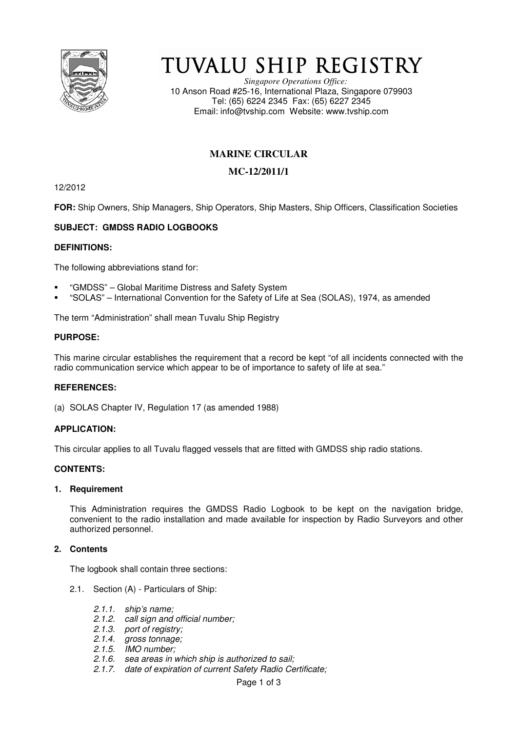# TUVALU SHIP REGISTRY

*Singapore Operations Office:*
10 Anson Road #25-16, International Plaza, Singapore 079903
Tel: (65) 6224 2345 Fax: (65) 6227 2345
Email: info@tvship.com Website: www.tvship.com

## MARINE CIRCULAR

## MC-12/2011/1

12/2012

**FOR:** Ship Owners, Ship Managers, Ship Operators, Ship Masters, Ship Officers, Classification Societies

**SUBJECT: GMDSS RADIO LOGBOOKS**

**DEFINITIONS:**

The following abbreviations stand for:

- "GMDSS" – Global Maritime Distress and Safety System
- "SOLAS" – International Convention for the Safety of Life at Sea (SOLAS), 1974, as amended

The term "Administration" shall mean Tuvalu Ship Registry

**PURPOSE:**

This marine circular establishes the requirement that a record be kept "of all incidents connected with the radio communication service which appear to be of importance to safety of life at sea."

**REFERENCES:**

(a) SOLAS Chapter IV, Regulation 17 (as amended 1988)

**APPLICATION:**

This circular applies to all Tuvalu flagged vessels that are fitted with GMDSS ship radio stations.

**CONTENTS:**

**1. Requirement**

This Administration requires the GMDSS Radio Logbook to be kept on the navigation bridge, convenient to the radio installation and made available for inspection by Radio Surveyors and other authorized personnel.

**2. Contents**

The logbook shall contain three sections:

2.1. Section (A) - Particulars of Ship:

*2.1.1. ship's name;*
*2.1.2. call sign and official number;*
*2.1.3. port of registry;*
*2.1.4. gross tonnage;*
*2.1.5. IMO number;*
*2.1.6. sea areas in which ship is authorized to sail;*
*2.1.7. date of expiration of current Safety Radio Certificate;*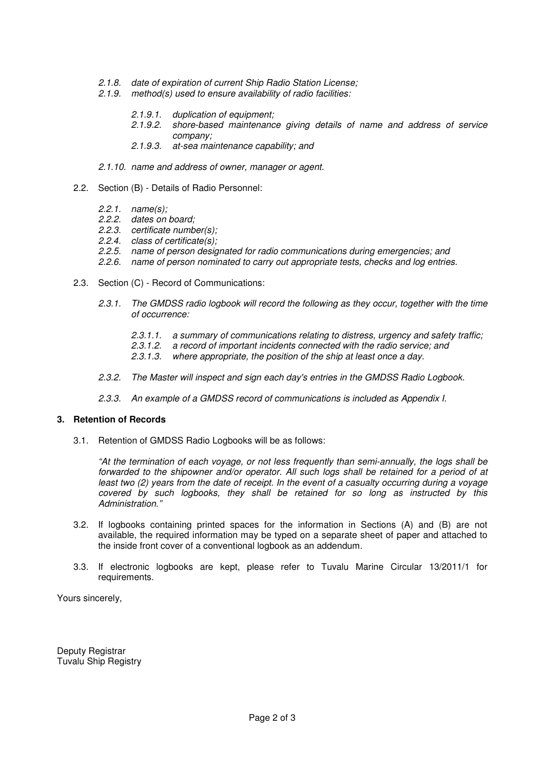- *2.1.8. date of expiration of current Ship Radio Station License;*
- *2.1.9. method(s) used to ensure availability of radio facilities:*
  - *2.1.9.1. duplication of equipment;*
  - *2.1.9.2. shore-based maintenance giving details of name and address of service company;*
  - *2.1.9.3. at-sea maintenance capability; and*
- *2.1.10. name and address of owner, manager or agent.*

2.2. Section (B) - Details of Radio Personnel:

- *2.2.1. name(s);*
- *2.2.2. dates on board;*
- *2.2.3. certificate number(s);*
- *2.2.4. class of certificate(s);*
- *2.2.5. name of person designated for radio communications during emergencies; and*
- *2.2.6. name of person nominated to carry out appropriate tests, checks and log entries.*

2.3. Section (C) - Record of Communications:

*2.3.1. The GMDSS radio logbook will record the following as they occur, together with the time of occurrence:*

- *2.3.1.1. a summary of communications relating to distress, urgency and safety traffic;*
- *2.3.1.2. a record of important incidents connected with the radio service; and*
- *2.3.1.3. where appropriate, the position of the ship at least once a day.*

*2.3.2. The Master will inspect and sign each day's entries in the GMDSS Radio Logbook.*

*2.3.3. An example of a GMDSS record of communications is included as Appendix I.*

## 3. Retention of Records

3.1. Retention of GMDSS Radio Logbooks will be as follows:

*"At the termination of each voyage, or not less frequently than semi-annually, the logs shall be forwarded to the shipowner and/or operator. All such logs shall be retained for a period of at least two (2) years from the date of receipt. In the event of a casualty occurring during a voyage covered by such logbooks, they shall be retained for so long as instructed by this Administration."*

3.2. If logbooks containing printed spaces for the information in Sections (A) and (B) are not available, the required information may be typed on a separate sheet of paper and attached to the inside front cover of a conventional logbook as an addendum.

3.3. If electronic logbooks are kept, please refer to Tuvalu Marine Circular 13/2011/1 for requirements.

Yours sincerely,

Deputy Registrar
Tuvalu Ship Registry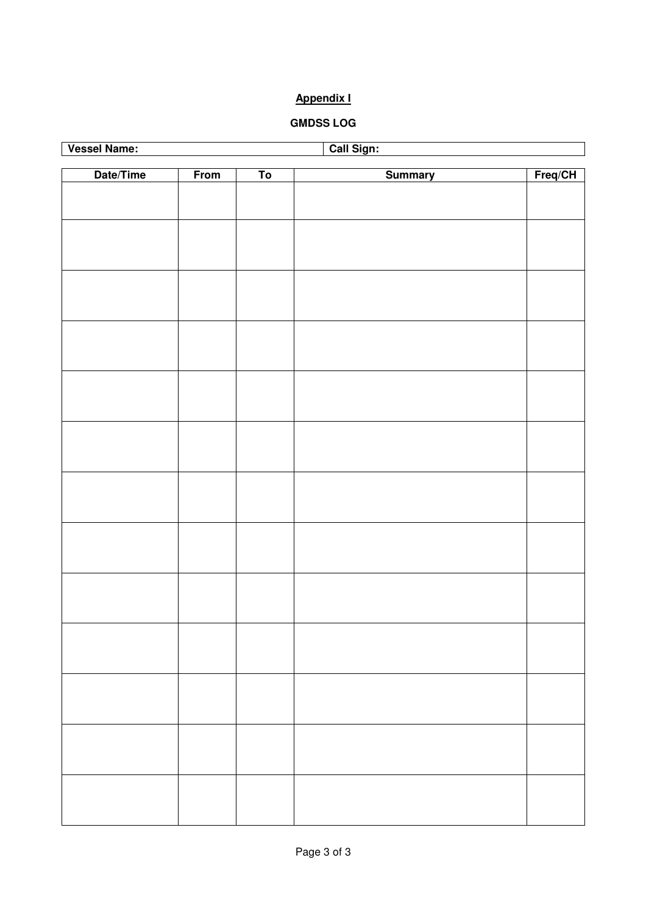**Appendix I**

**GMDSS LOG**

| **Vessel Name:** | **Call Sign:** |
|---|---|

| Date/Time | From | To | Summary | Freq/CH |
|---|---|---|---|---|
| | | | | |
| | | | | |
| | | | | |
| | | | | |
| | | | | |
| | | | | |
| | | | | |
| | | | | |
| | | | | |
| | | | | |
| | | | | |
| | | | | |
| | | | | |